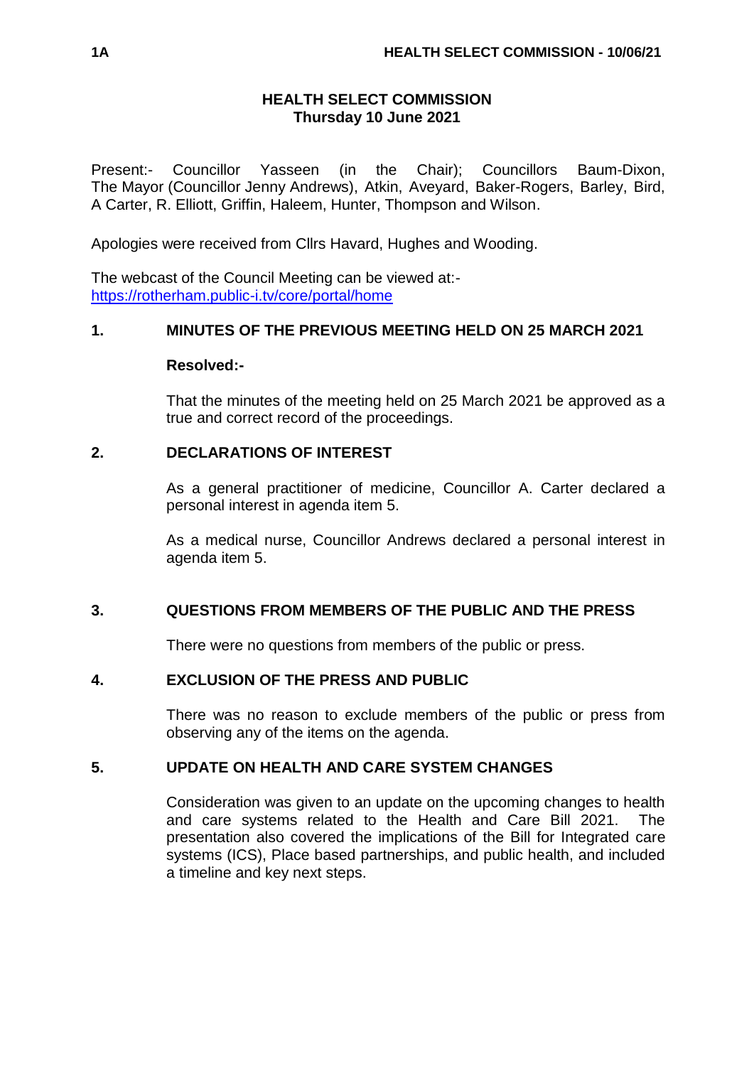# HEALTH SELECT COMMISSION
**Thursday 10 June 2021**

Present:- Councillor Yasseen (in the Chair); Councillors Baum-Dixon, The Mayor (Councillor Jenny Andrews), Atkin, Aveyard, Baker-Rogers, Barley, Bird, A Carter, R. Elliott, Griffin, Haleem, Hunter, Thompson and Wilson.

Apologies were received from Cllrs Havard, Hughes and Wooding.

The webcast of the Council Meeting can be viewed at:-
https://rotherham.public-i.tv/core/portal/home

## 1. MINUTES OF THE PREVIOUS MEETING HELD ON 25 MARCH 2021

**Resolved:-**

That the minutes of the meeting held on 25 March 2021 be approved as a true and correct record of the proceedings.

## 2. DECLARATIONS OF INTEREST

As a general practitioner of medicine, Councillor A. Carter declared a personal interest in agenda item 5.

As a medical nurse, Councillor Andrews declared a personal interest in agenda item 5.

## 3. QUESTIONS FROM MEMBERS OF THE PUBLIC AND THE PRESS

There were no questions from members of the public or press.

## 4. EXCLUSION OF THE PRESS AND PUBLIC

There was no reason to exclude members of the public or press from observing any of the items on the agenda.

## 5. UPDATE ON HEALTH AND CARE SYSTEM CHANGES

Consideration was given to an update on the upcoming changes to health and care systems related to the Health and Care Bill 2021. The presentation also covered the implications of the Bill for Integrated care systems (ICS), Place based partnerships, and public health, and included a timeline and key next steps.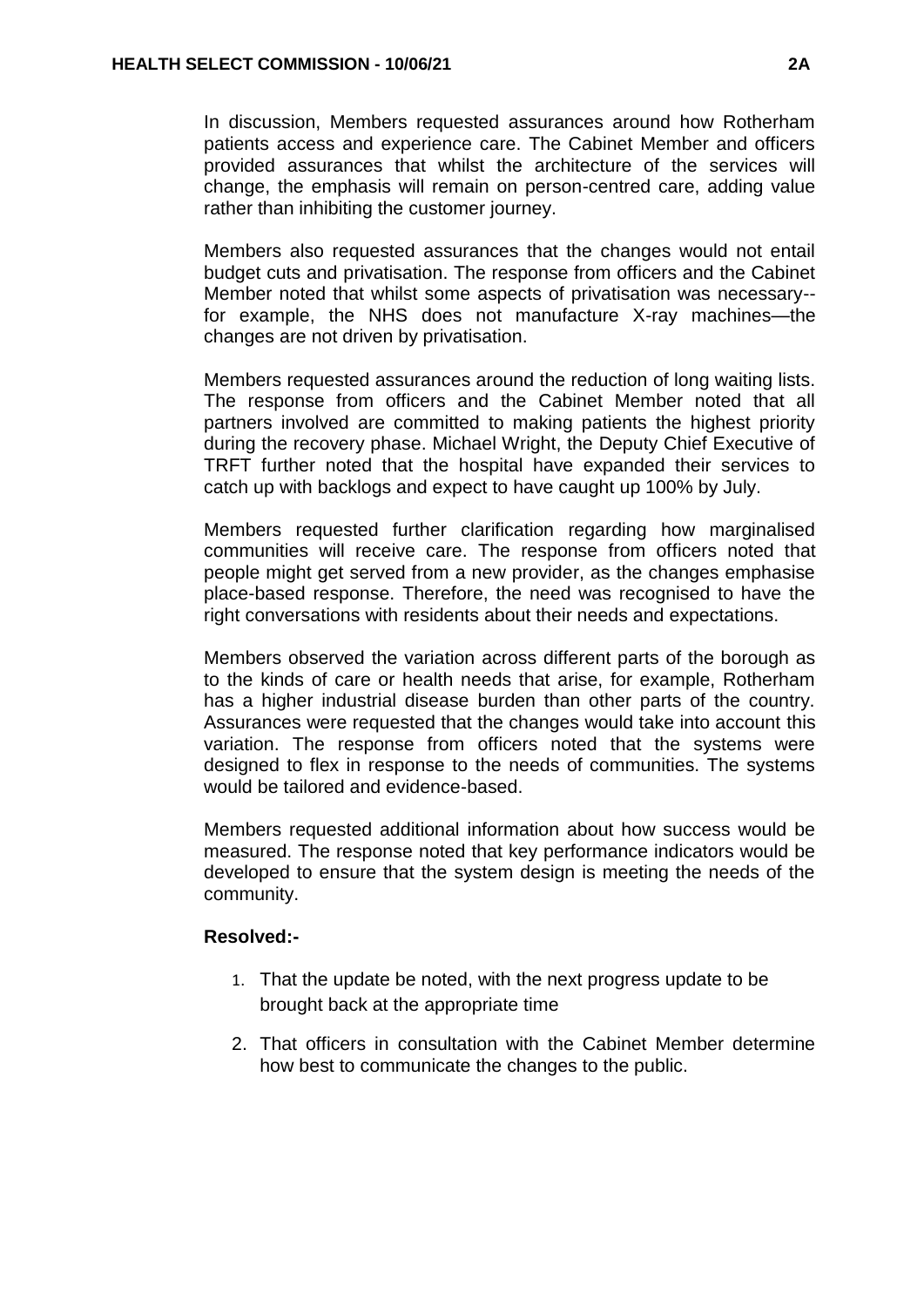In discussion, Members requested assurances around how Rotherham patients access and experience care. The Cabinet Member and officers provided assurances that whilst the architecture of the services will change, the emphasis will remain on person-centred care, adding value rather than inhibiting the customer journey.

Members also requested assurances that the changes would not entail budget cuts and privatisation. The response from officers and the Cabinet Member noted that whilst some aspects of privatisation was necessary--for example, the NHS does not manufacture X-ray machines—the changes are not driven by privatisation.

Members requested assurances around the reduction of long waiting lists. The response from officers and the Cabinet Member noted that all partners involved are committed to making patients the highest priority during the recovery phase. Michael Wright, the Deputy Chief Executive of TRFT further noted that the hospital have expanded their services to catch up with backlogs and expect to have caught up 100% by July.

Members requested further clarification regarding how marginalised communities will receive care. The response from officers noted that people might get served from a new provider, as the changes emphasise place-based response. Therefore, the need was recognised to have the right conversations with residents about their needs and expectations.

Members observed the variation across different parts of the borough as to the kinds of care or health needs that arise, for example, Rotherham has a higher industrial disease burden than other parts of the country. Assurances were requested that the changes would take into account this variation. The response from officers noted that the systems were designed to flex in response to the needs of communities. The systems would be tailored and evidence-based.

Members requested additional information about how success would be measured. The response noted that key performance indicators would be developed to ensure that the system design is meeting the needs of the community.

**Resolved:-**

1. That the update be noted, with the next progress update to be brought back at the appropriate time
2. That officers in consultation with the Cabinet Member determine how best to communicate the changes to the public.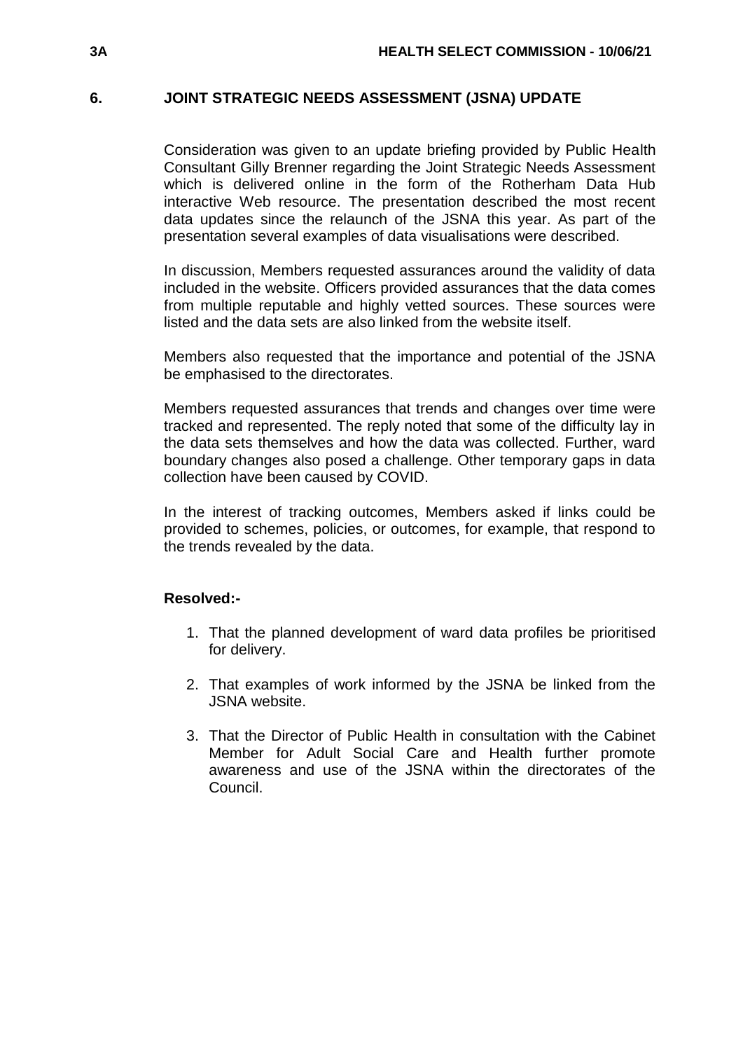## 6. JOINT STRATEGIC NEEDS ASSESSMENT (JSNA) UPDATE

Consideration was given to an update briefing provided by Public Health Consultant Gilly Brenner regarding the Joint Strategic Needs Assessment which is delivered online in the form of the Rotherham Data Hub interactive Web resource. The presentation described the most recent data updates since the relaunch of the JSNA this year. As part of the presentation several examples of data visualisations were described.

In discussion, Members requested assurances around the validity of data included in the website. Officers provided assurances that the data comes from multiple reputable and highly vetted sources. These sources were listed and the data sets are also linked from the website itself.

Members also requested that the importance and potential of the JSNA be emphasised to the directorates.

Members requested assurances that trends and changes over time were tracked and represented. The reply noted that some of the difficulty lay in the data sets themselves and how the data was collected. Further, ward boundary changes also posed a challenge. Other temporary gaps in data collection have been caused by COVID.

In the interest of tracking outcomes, Members asked if links could be provided to schemes, policies, or outcomes, for example, that respond to the trends revealed by the data.

**Resolved:-**

1. That the planned development of ward data profiles be prioritised for delivery.

2. That examples of work informed by the JSNA be linked from the JSNA website.

3. That the Director of Public Health in consultation with the Cabinet Member for Adult Social Care and Health further promote awareness and use of the JSNA within the directorates of the Council.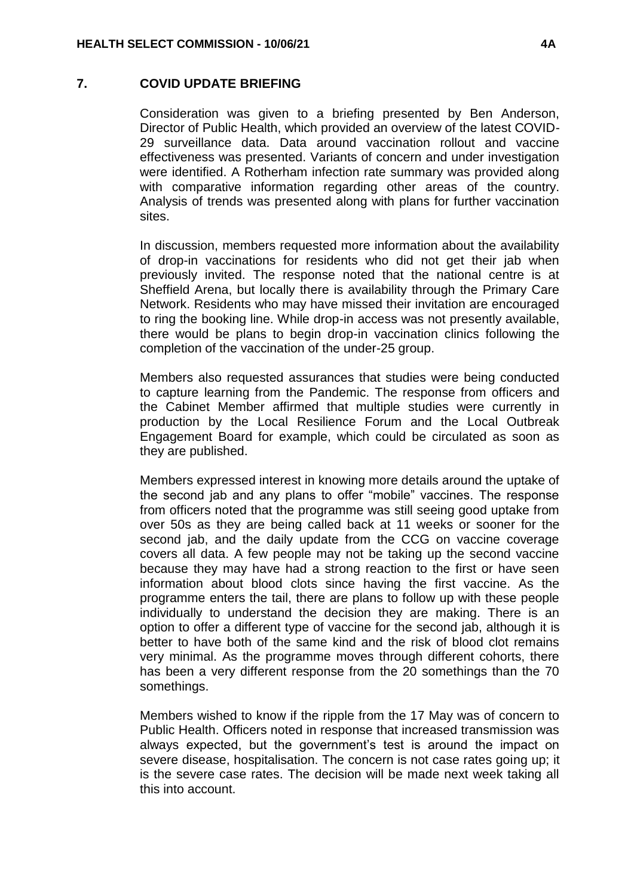## 7. COVID UPDATE BRIEFING

Consideration was given to a briefing presented by Ben Anderson, Director of Public Health, which provided an overview of the latest COVID-29 surveillance data. Data around vaccination rollout and vaccine effectiveness was presented. Variants of concern and under investigation were identified. A Rotherham infection rate summary was provided along with comparative information regarding other areas of the country. Analysis of trends was presented along with plans for further vaccination sites.

In discussion, members requested more information about the availability of drop-in vaccinations for residents who did not get their jab when previously invited. The response noted that the national centre is at Sheffield Arena, but locally there is availability through the Primary Care Network. Residents who may have missed their invitation are encouraged to ring the booking line. While drop-in access was not presently available, there would be plans to begin drop-in vaccination clinics following the completion of the vaccination of the under-25 group.

Members also requested assurances that studies were being conducted to capture learning from the Pandemic. The response from officers and the Cabinet Member affirmed that multiple studies were currently in production by the Local Resilience Forum and the Local Outbreak Engagement Board for example, which could be circulated as soon as they are published.

Members expressed interest in knowing more details around the uptake of the second jab and any plans to offer "mobile" vaccines. The response from officers noted that the programme was still seeing good uptake from over 50s as they are being called back at 11 weeks or sooner for the second jab, and the daily update from the CCG on vaccine coverage covers all data. A few people may not be taking up the second vaccine because they may have had a strong reaction to the first or have seen information about blood clots since having the first vaccine. As the programme enters the tail, there are plans to follow up with these people individually to understand the decision they are making. There is an option to offer a different type of vaccine for the second jab, although it is better to have both of the same kind and the risk of blood clot remains very minimal. As the programme moves through different cohorts, there has been a very different response from the 20 somethings than the 70 somethings.

Members wished to know if the ripple from the 17 May was of concern to Public Health. Officers noted in response that increased transmission was always expected, but the government's test is around the impact on severe disease, hospitalisation. The concern is not case rates going up; it is the severe case rates. The decision will be made next week taking all this into account.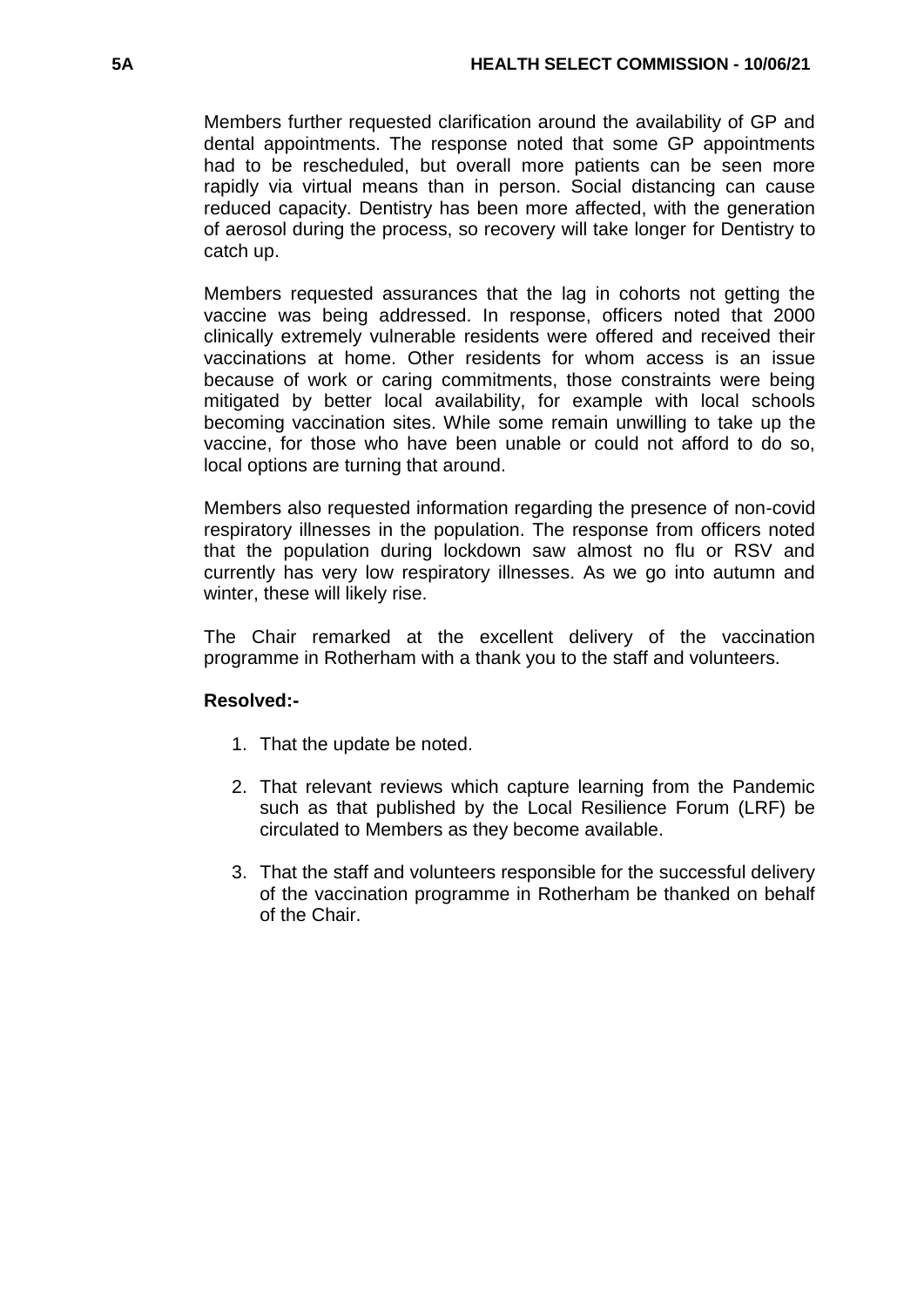Members further requested clarification around the availability of GP and dental appointments. The response noted that some GP appointments had to be rescheduled, but overall more patients can be seen more rapidly via virtual means than in person. Social distancing can cause reduced capacity. Dentistry has been more affected, with the generation of aerosol during the process, so recovery will take longer for Dentistry to catch up.

Members requested assurances that the lag in cohorts not getting the vaccine was being addressed. In response, officers noted that 2000 clinically extremely vulnerable residents were offered and received their vaccinations at home. Other residents for whom access is an issue because of work or caring commitments, those constraints were being mitigated by better local availability, for example with local schools becoming vaccination sites. While some remain unwilling to take up the vaccine, for those who have been unable or could not afford to do so, local options are turning that around.

Members also requested information regarding the presence of non-covid respiratory illnesses in the population. The response from officers noted that the population during lockdown saw almost no flu or RSV and currently has very low respiratory illnesses. As we go into autumn and winter, these will likely rise.

The Chair remarked at the excellent delivery of the vaccination programme in Rotherham with a thank you to the staff and volunteers.

**Resolved:-**

1. That the update be noted.

2. That relevant reviews which capture learning from the Pandemic such as that published by the Local Resilience Forum (LRF) be circulated to Members as they become available.

3. That the staff and volunteers responsible for the successful delivery of the vaccination programme in Rotherham be thanked on behalf of the Chair.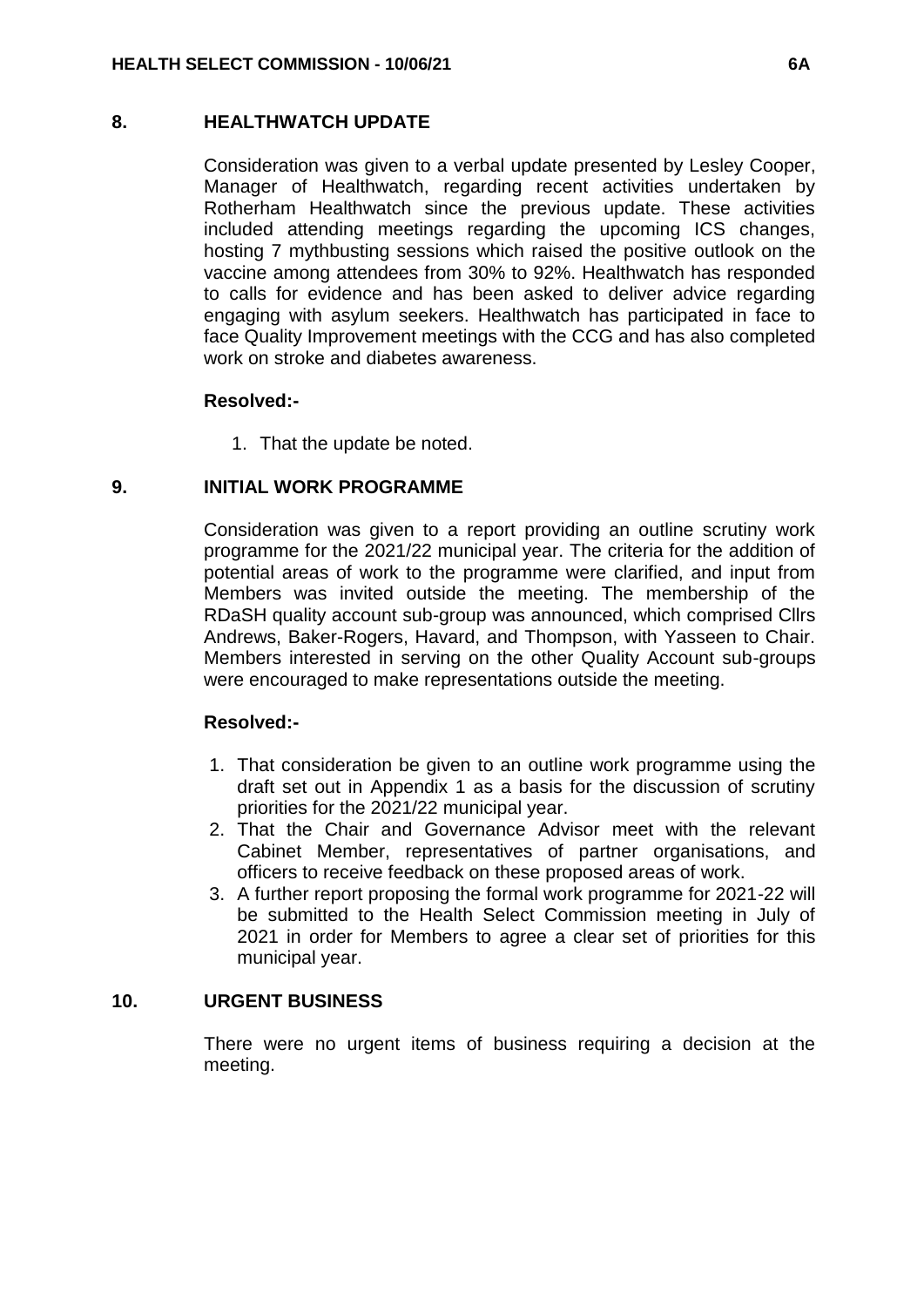## 8. HEALTHWATCH UPDATE

Consideration was given to a verbal update presented by Lesley Cooper, Manager of Healthwatch, regarding recent activities undertaken by Rotherham Healthwatch since the previous update. These activities included attending meetings regarding the upcoming ICS changes, hosting 7 mythbusting sessions which raised the positive outlook on the vaccine among attendees from 30% to 92%. Healthwatch has responded to calls for evidence and has been asked to deliver advice regarding engaging with asylum seekers. Healthwatch has participated in face to face Quality Improvement meetings with the CCG and has also completed work on stroke and diabetes awareness.

**Resolved:-**

1. That the update be noted.

## 9. INITIAL WORK PROGRAMME

Consideration was given to a report providing an outline scrutiny work programme for the 2021/22 municipal year. The criteria for the addition of potential areas of work to the programme were clarified, and input from Members was invited outside the meeting. The membership of the RDaSH quality account sub-group was announced, which comprised Cllrs Andrews, Baker-Rogers, Havard, and Thompson, with Yasseen to Chair. Members interested in serving on the other Quality Account sub-groups were encouraged to make representations outside the meeting.

**Resolved:-**

1. That consideration be given to an outline work programme using the draft set out in Appendix 1 as a basis for the discussion of scrutiny priorities for the 2021/22 municipal year.
2. That the Chair and Governance Advisor meet with the relevant Cabinet Member, representatives of partner organisations, and officers to receive feedback on these proposed areas of work.
3. A further report proposing the formal work programme for 2021-22 will be submitted to the Health Select Commission meeting in July of 2021 in order for Members to agree a clear set of priorities for this municipal year.

## 10. URGENT BUSINESS

There were no urgent items of business requiring a decision at the meeting.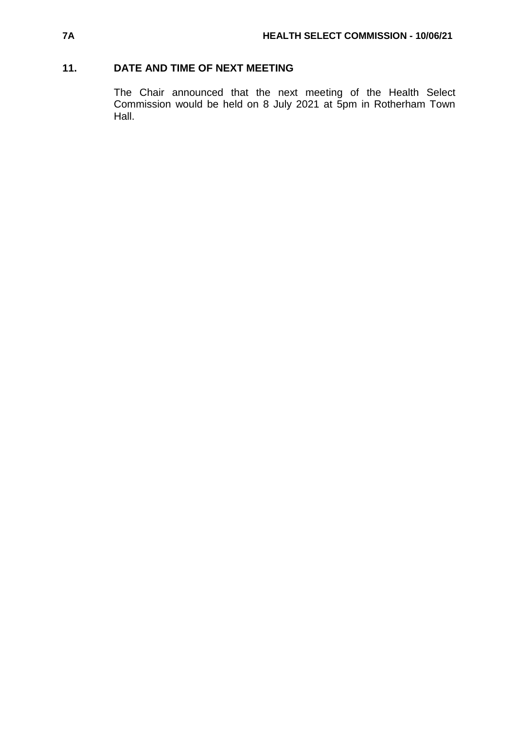## 11. DATE AND TIME OF NEXT MEETING

The Chair announced that the next meeting of the Health Select Commission would be held on 8 July 2021 at 5pm in Rotherham Town Hall.